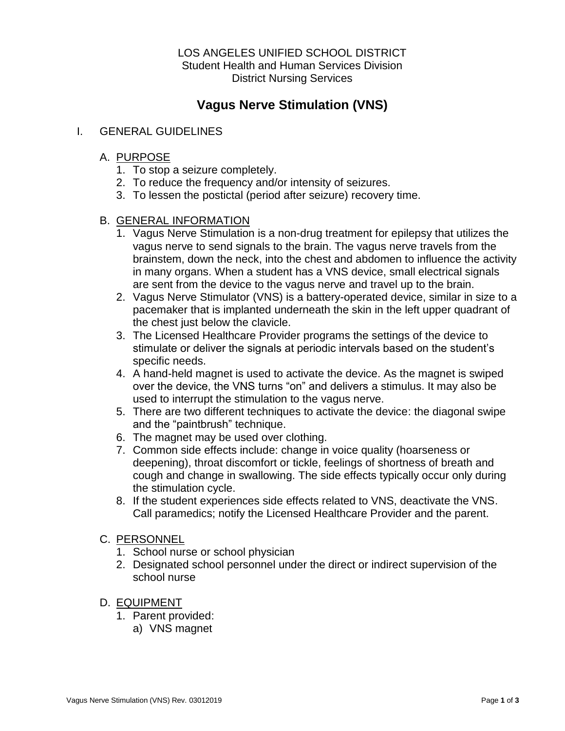LOS ANGELES UNIFIED SCHOOL DISTRICT
Student Health and Human Services Division
District Nursing Services

# Vagus Nerve Stimulation (VNS)

## I. GENERAL GUIDELINES

### A. PURPOSE

1. To stop a seizure completely.
2. To reduce the frequency and/or intensity of seizures.
3. To lessen the postictal (period after seizure) recovery time.

### B. GENERAL INFORMATION

1. Vagus Nerve Stimulation is a non-drug treatment for epilepsy that utilizes the vagus nerve to send signals to the brain. The vagus nerve travels from the brainstem, down the neck, into the chest and abdomen to influence the activity in many organs. When a student has a VNS device, small electrical signals are sent from the device to the vagus nerve and travel up to the brain.
2. Vagus Nerve Stimulator (VNS) is a battery-operated device, similar in size to a pacemaker that is implanted underneath the skin in the left upper quadrant of the chest just below the clavicle.
3. The Licensed Healthcare Provider programs the settings of the device to stimulate or deliver the signals at periodic intervals based on the student's specific needs.
4. A hand-held magnet is used to activate the device. As the magnet is swiped over the device, the VNS turns "on" and delivers a stimulus. It may also be used to interrupt the stimulation to the vagus nerve.
5. There are two different techniques to activate the device: the diagonal swipe and the "paintbrush" technique.
6. The magnet may be used over clothing.
7. Common side effects include: change in voice quality (hoarseness or deepening), throat discomfort or tickle, feelings of shortness of breath and cough and change in swallowing. The side effects typically occur only during the stimulation cycle.
8. If the student experiences side effects related to VNS, deactivate the VNS. Call paramedics; notify the Licensed Healthcare Provider and the parent.

### C. PERSONNEL

1. School nurse or school physician
2. Designated school personnel under the direct or indirect supervision of the school nurse

### D. EQUIPMENT

1. Parent provided:
   a) VNS magnet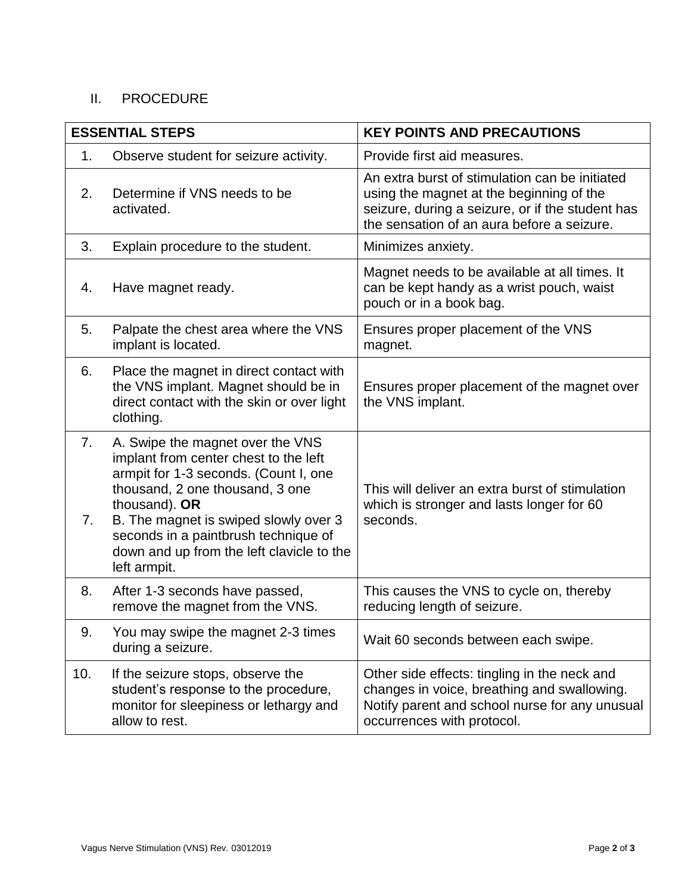## II. PROCEDURE

| ESSENTIAL STEPS | KEY POINTS AND PRECAUTIONS |
|---|---|
| 1. Observe student for seizure activity. | Provide first aid measures. |
| 2. Determine if VNS needs to be activated. | An extra burst of stimulation can be initiated using the magnet at the beginning of the seizure, during a seizure, or if the student has the sensation of an aura before a seizure. |
| 3. Explain procedure to the student. | Minimizes anxiety. |
| 4. Have magnet ready. | Magnet needs to be available at all times. It can be kept handy as a wrist pouch, waist pouch or in a book bag. |
| 5. Palpate the chest area where the VNS implant is located. | Ensures proper placement of the VNS magnet. |
| 6. Place the magnet in direct contact with the VNS implant. Magnet should be in direct contact with the skin or over light clothing. | Ensures proper placement of the magnet over the VNS implant. |
| 7. A. Swipe the magnet over the VNS implant from center chest to the left armpit for 1-3 seconds. (Count I, one thousand, 2 one thousand, 3 one thousand). **OR**<br>7. B. The magnet is swiped slowly over 3 seconds in a paintbrush technique of down and up from the left clavicle to the left armpit. | This will deliver an extra burst of stimulation which is stronger and lasts longer for 60 seconds. |
| 8. After 1-3 seconds have passed, remove the magnet from the VNS. | This causes the VNS to cycle on, thereby reducing length of seizure. |
| 9. You may swipe the magnet 2-3 times during a seizure. | Wait 60 seconds between each swipe. |
| 10. If the seizure stops, observe the student's response to the procedure, monitor for sleepiness or lethargy and allow to rest. | Other side effects: tingling in the neck and changes in voice, breathing and swallowing. Notify parent and school nurse for any unusual occurrences with protocol. |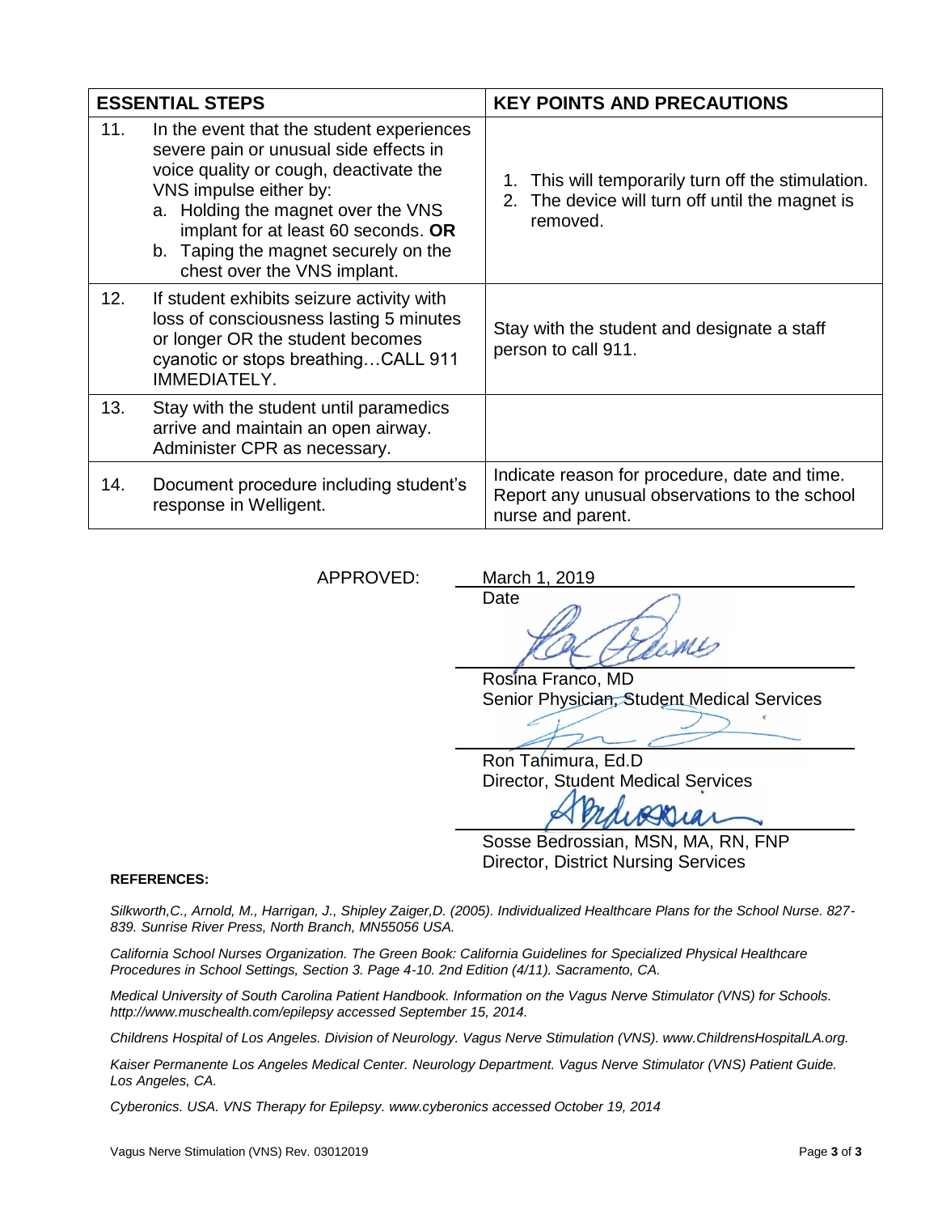| ESSENTIAL STEPS | KEY POINTS AND PRECAUTIONS |
|---|---|
| 11. In the event that the student experiences severe pain or unusual side effects in voice quality or cough, deactivate the VNS impulse either by: a. Holding the magnet over the VNS implant for at least 60 seconds. **OR** b. Taping the magnet securely on the chest over the VNS implant. | 1. This will temporarily turn off the stimulation. 2. The device will turn off until the magnet is removed. |
| 12. If student exhibits seizure activity with loss of consciousness lasting 5 minutes or longer OR the student becomes cyanotic or stops breathing…CALL 911 IMMEDIATELY. | Stay with the student and designate a staff person to call 911. |
| 13. Stay with the student until paramedics arrive and maintain an open airway. Administer CPR as necessary. | |
| 14. Document procedure including student's response in Welligent. | Indicate reason for procedure, date and time. Report any unusual observations to the school nurse and parent. |

APPROVED: March 1, 2019
Date

Rosina Franco, MD
Senior Physician, Student Medical Services

Ron Tanimura, Ed.D
Director, Student Medical Services

Sosse Bedrossian, MSN, MA, RN, FNP
Director, District Nursing Services

**REFERENCES:**

*Silkworth,C., Arnold, M., Harrigan, J., Shipley Zaiger,D. (2005). Individualized Healthcare Plans for the School Nurse. 827-839. Sunrise River Press, North Branch, MN55056 USA.*

*California School Nurses Organization. The Green Book: California Guidelines for Specialized Physical Healthcare Procedures in School Settings, Section 3. Page 4-10. 2nd Edition (4/11). Sacramento, CA.*

*Medical University of South Carolina Patient Handbook. Information on the Vagus Nerve Stimulator (VNS) for Schools. http://www.muschealth.com/epilepsy accessed September 15, 2014.*

*Childrens Hospital of Los Angeles. Division of Neurology. Vagus Nerve Stimulation (VNS). www.ChildrensHospitalLA.org.*

*Kaiser Permanente Los Angeles Medical Center. Neurology Department. Vagus Nerve Stimulator (VNS) Patient Guide. Los Angeles, CA.*

*Cyberonics. USA. VNS Therapy for Epilepsy. www.cyberonics accessed October 19, 2014*